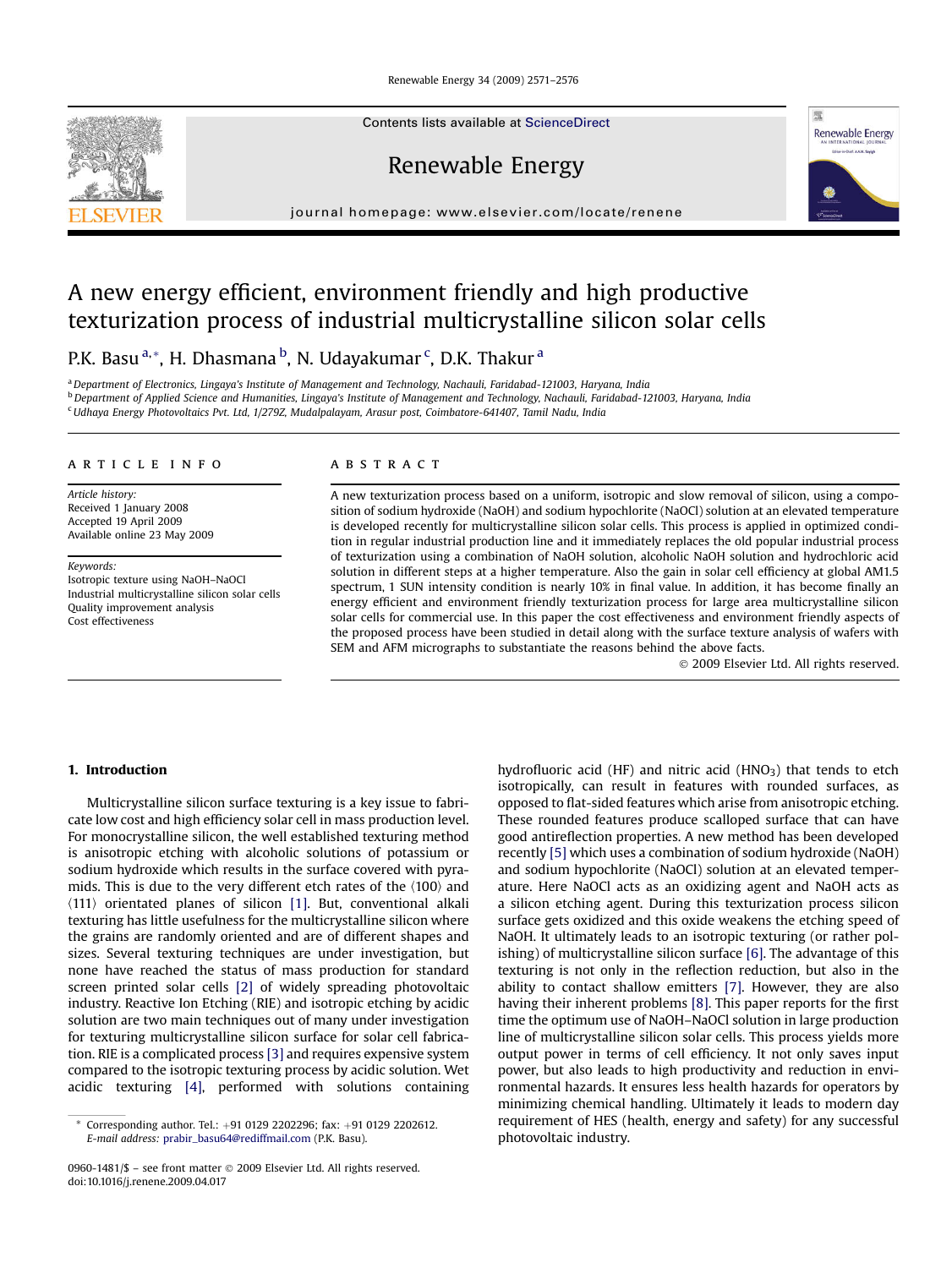# A new energy efficient, environment friendly and high productive texturization process of industrial multicrystalline silicon solar cells

P.K. Basu [a,*], H. Dhasmana [b], N. Udayakumar [c], D.K. Thakur [a]

[a] Department of Electronics, Lingaya's Institute of Management and Technology, Nachauli, Faridabad-121003, Haryana, India
[b] Department of Applied Science and Humanities, Lingaya's Institute of Management and Technology, Nachauli, Faridabad-121003, Haryana, India
[c] Udhaya Energy Photovoltaics Pvt. Ltd, 1/279Z, Mudalpalayam, Arasur post, Coimbatore-641407, Tamil Nadu, India

## ARTICLE INFO

*Article history:*
Received 1 January 2008
Accepted 19 April 2009
Available online 23 May 2009

*Keywords:*
Isotropic texture using NaOH–NaOCl
Industrial multicrystalline silicon solar cells
Quality improvement analysis
Cost effectiveness

## ABSTRACT

A new texturization process based on a uniform, isotropic and slow removal of silicon, using a composition of sodium hydroxide (NaOH) and sodium hypochlorite (NaOCl) solution at an elevated temperature is developed recently for multicrystalline silicon solar cells. This process is applied in optimized condition in regular industrial production line and it immediately replaces the old popular industrial process of texturization using a combination of NaOH solution, alcoholic NaOH solution and hydrochloric acid solution in different steps at a higher temperature. Also the gain in solar cell efficiency at global AM1.5 spectrum, 1 SUN intensity condition is nearly 10% in final value. In addition, it has become finally an energy efficient and environment friendly texturization process for large area multicrystalline silicon solar cells for commercial use. In this paper the cost effectiveness and environment friendly aspects of the proposed process have been studied in detail along with the surface texture analysis of wafers with SEM and AFM micrographs to substantiate the reasons behind the above facts.

© 2009 Elsevier Ltd. All rights reserved.

## 1. Introduction

Multicrystalline silicon surface texturing is a key issue to fabricate low cost and high efficiency solar cell in mass production level. For monocrystalline silicon, the well established texturing method is anisotropic etching with alcoholic solutions of potassium or sodium hydroxide which results in the surface covered with pyramids. This is due to the very different etch rates of the ⟨100⟩ and ⟨111⟩ orientated planes of silicon [1]. But, conventional alkali texturing has little usefulness for the multicrystalline silicon where the grains are randomly oriented and are of different shapes and sizes. Several texturing techniques are under investigation, but none have reached the status of mass production for standard screen printed solar cells [2] of widely spreading photovoltaic industry. Reactive Ion Etching (RIE) and isotropic etching by acidic solution are two main techniques out of many under investigation for texturing multicrystalline silicon surface for solar cell fabrication. RIE is a complicated process [3] and requires expensive system compared to the isotropic texturing process by acidic solution. Wet acidic texturing [4], performed with solutions containing hydrofluoric acid (HF) and nitric acid ($HNO_3$) that tends to etch isotropically, can result in features with rounded surfaces, as opposed to flat-sided features which arise from anisotropic etching. These rounded features produce scalloped surface that can have good antireflection properties. A new method has been developed recently [5] which uses a combination of sodium hydroxide (NaOH) and sodium hypochlorite (NaOCl) solution at an elevated temperature. Here NaOCl acts as an oxidizing agent and NaOH acts as a silicon etching agent. During this texturization process silicon surface gets oxidized and this oxide weakens the etching speed of NaOH. It ultimately leads to an isotropic texturing (or rather polishing) of multicrystalline silicon surface [6]. The advantage of this texturing is not only in the reflection reduction, but also in the ability to contact shallow emitters [7]. However, they are also having their inherent problems [8]. This paper reports for the first time the optimum use of NaOH–NaOCl solution in large production line of multicrystalline silicon solar cells. This process yields more output power in terms of cell efficiency. It not only saves input power, but also leads to high productivity and reduction in environmental hazards. It ensures less health hazards for operators by minimizing chemical handling. Ultimately it leads to modern day requirement of HES (health, energy and safety) for any successful photovoltaic industry.

* Corresponding author. Tel.: +91 0129 2202296; fax: +91 0129 2202612.
*E-mail address:* prabir_basu64@rediffmail.com (P.K. Basu).

0960-1481/$ – see front matter © 2009 Elsevier Ltd. All rights reserved.
doi:10.1016/j.renene.2009.04.017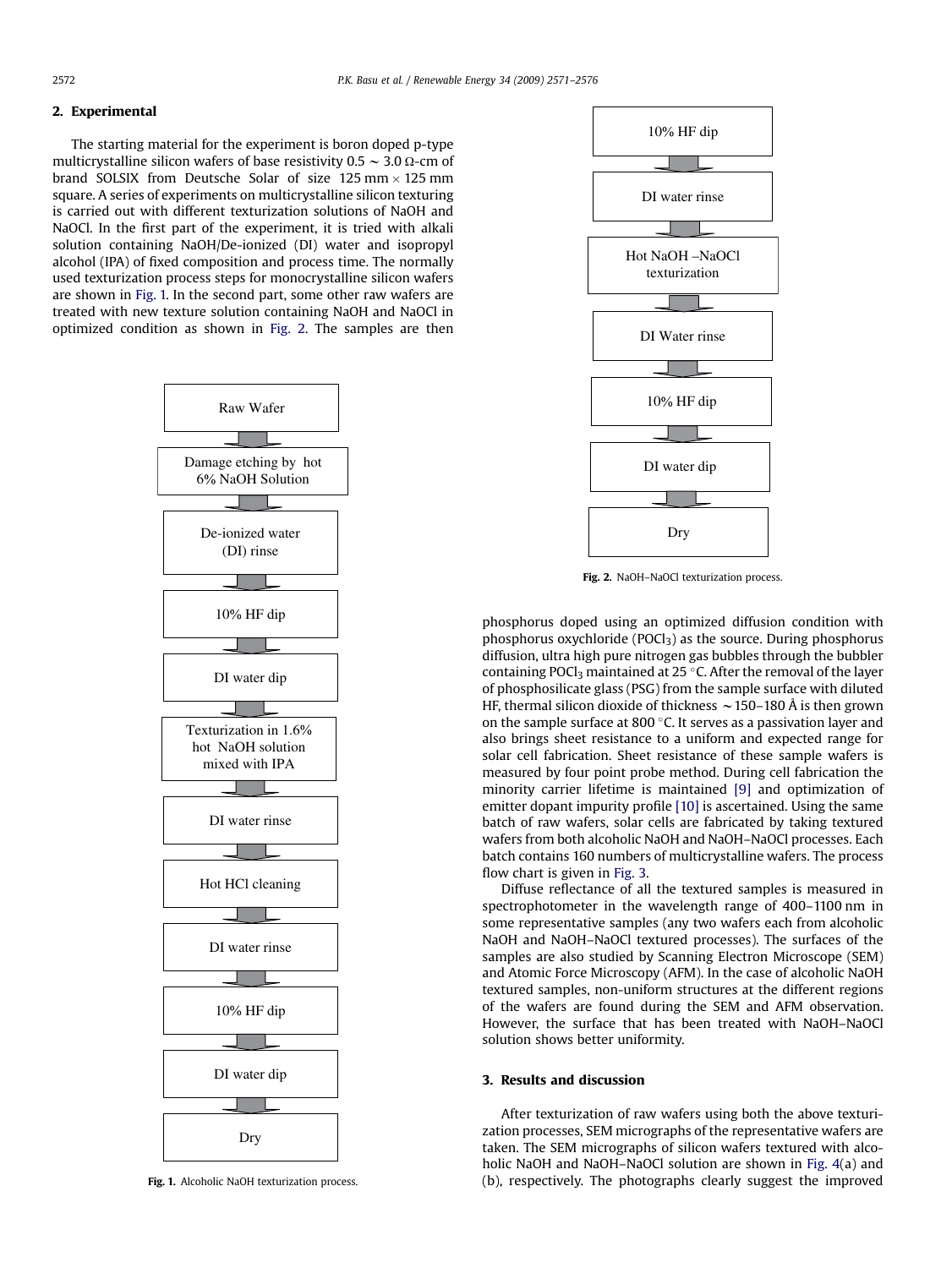## 2. Experimental

The starting material for the experiment is boron doped p-type multicrystalline silicon wafers of base resistivity 0.5 ~ 3.0 Ω-cm of brand SOLSIX from Deutsche Solar of size 125 mm × 125 mm square. A series of experiments on multicrystalline silicon texturing is carried out with different texturization solutions of NaOH and NaOCl. In the first part of the experiment, it is tried with alkali solution containing NaOH/De-ionized (DI) water and isopropyl alcohol (IPA) of fixed composition and process time. The normally used texturization process steps for monocrystalline silicon wafers are shown in Fig. 1. In the second part, some other raw wafers are treated with new texture solution containing NaOH and NaOCl in optimized condition as shown in Fig. 2. The samples are then phosphorus doped using an optimized diffusion condition with phosphorus oxychloride ($POCl_3$) as the source. During phosphorus diffusion, ultra high pure nitrogen gas bubbles through the bubbler containing $POCl_3$ maintained at 25 °C. After the removal of the layer of phosphosilicate glass (PSG) from the sample surface with diluted HF, thermal silicon dioxide of thickness ~150–180 Å is then grown on the sample surface at 800 °C. It serves as a passivation layer and also brings sheet resistance to a uniform and expected range for solar cell fabrication. Sheet resistance of these sample wafers is measured by four point probe method. During cell fabrication the minority carrier lifetime is maintained [9] and optimization of emitter dopant impurity profile [10] is ascertained. Using the same batch of raw wafers, solar cells are fabricated by taking textured wafers from both alcoholic NaOH and NaOH–NaOCl processes. Each batch contains 160 numbers of multicrystalline wafers. The process flow chart is given in Fig. 3.

Raw Wafer → Damage etching by hot 6% NaOH Solution → De-ionized water (DI) rinse → 10% HF dip → DI water dip → Texturization in 1.6% hot NaOH solution mixed with IPA → DI water rinse → Hot HCl cleaning → DI water rinse → 10% HF dip → DI water dip → Dry

**Fig. 1.** Alcoholic NaOH texturization process.

10% HF dip → DI water rinse → Hot NaOH –NaOCl texturization → DI Water rinse → 10% HF dip → DI water dip → Dry

**Fig. 2.** NaOH–NaOCl texturization process.

Diffuse reflectance of all the textured samples is measured in spectrophotometer in the wavelength range of 400–1100 nm in some representative samples (any two wafers each from alcoholic NaOH and NaOH–NaOCl textured processes). The surfaces of the samples are also studied by Scanning Electron Microscope (SEM) and Atomic Force Microscopy (AFM). In the case of alcoholic NaOH textured samples, non-uniform structures at the different regions of the wafers are found during the SEM and AFM observation. However, the surface that has been treated with NaOH–NaOCl solution shows better uniformity.

## 3. Results and discussion

After texturization of raw wafers using both the above texturization processes, SEM micrographs of the representative wafers are taken. The SEM micrographs of silicon wafers textured with alcoholic NaOH and NaOH–NaOCl solution are shown in Fig. 4(a) and (b), respectively. The photographs clearly suggest the improved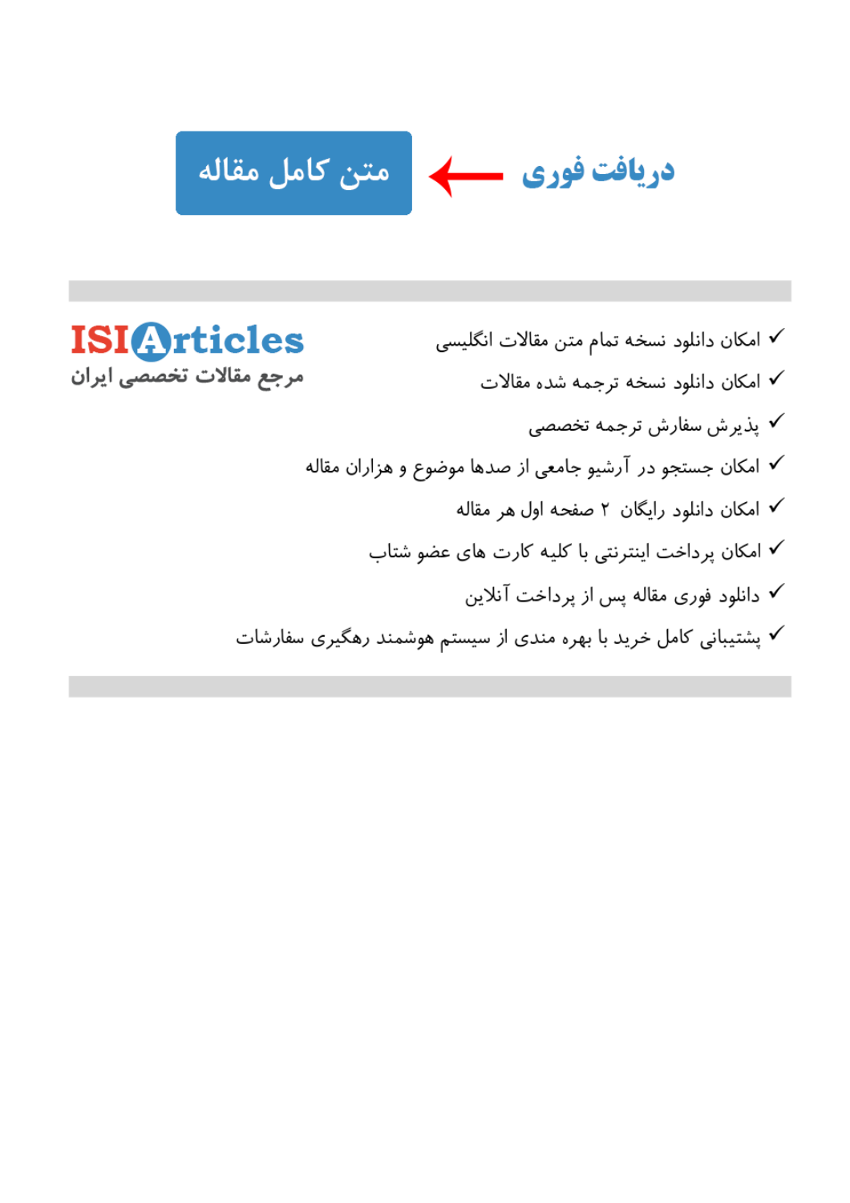دریافت فوری ← متن کامل مقاله

**ISIArticles**
مرجع مقالات تخصصی ایران

- ✓ امکان دانلود نسخه تمام متن مقالات انگلیسی
- ✓ امکان دانلود نسخه ترجمه شده مقالات
- ✓ پذیرش سفارش ترجمه تخصصی
- ✓ امکان جستجو در آرشیو جامعی از صدها موضوع و هزاران مقاله
- ✓ امکان دانلود رایگان ۲ صفحه اول هر مقاله
- ✓ امکان پرداخت اینترنتی با کلیه کارت های عضو شتاب
- ✓ دانلود فوری مقاله پس از پرداخت آنلاین
- ✓ پشتیبانی کامل خرید با بهره مندی از سیستم هوشمند رهگیری سفارشات